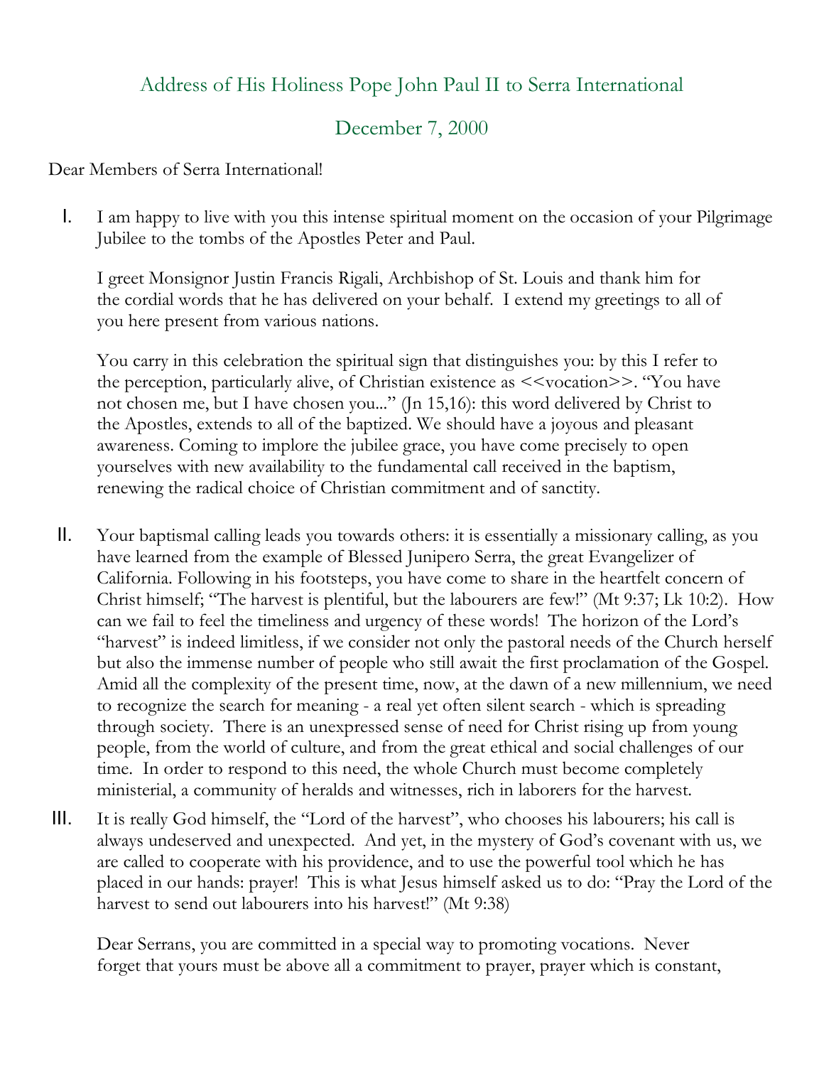# Address of His Holiness Pope John Paul II to Serra International

## December 7, 2000

Dear Members of Serra International!

I. I am happy to live with you this intense spiritual moment on the occasion of your Pilgrimage Jubilee to the tombs of the Apostles Peter and Paul.

I greet Monsignor Justin Francis Rigali, Archbishop of St. Louis and thank him for the cordial words that he has delivered on your behalf. I extend my greetings to all of you here present from various nations.

You carry in this celebration the spiritual sign that distinguishes you: by this I refer to the perception, particularly alive, of Christian existence as <<vocation>>. "You have not chosen me, but I have chosen you..." (Jn 15,16): this word delivered by Christ to the Apostles, extends to all of the baptized. We should have a joyous and pleasant awareness. Coming to implore the jubilee grace, you have come precisely to open yourselves with new availability to the fundamental call received in the baptism, renewing the radical choice of Christian commitment and of sanctity.

II. Your baptismal calling leads you towards others: it is essentially a missionary calling, as you have learned from the example of Blessed Junipero Serra, the great Evangelizer of California. Following in his footsteps, you have come to share in the heartfelt concern of Christ himself; "The harvest is plentiful, but the labourers are few!" (Mt 9:37; Lk 10:2). How can we fail to feel the timeliness and urgency of these words! The horizon of the Lord's "harvest" is indeed limitless, if we consider not only the pastoral needs of the Church herself but also the immense number of people who still await the first proclamation of the Gospel. Amid all the complexity of the present time, now, at the dawn of a new millennium, we need to recognize the search for meaning - a real yet often silent search - which is spreading through society. There is an unexpressed sense of need for Christ rising up from young people, from the world of culture, and from the great ethical and social challenges of our time. In order to respond to this need, the whole Church must become completely ministerial, a community of heralds and witnesses, rich in laborers for the harvest.

III. It is really God himself, the "Lord of the harvest", who chooses his labourers; his call is always undeserved and unexpected. And yet, in the mystery of God's covenant with us, we are called to cooperate with his providence, and to use the powerful tool which he has placed in our hands: prayer! This is what Jesus himself asked us to do: "Pray the Lord of the harvest to send out labourers into his harvest!" (Mt 9:38)

Dear Serrans, you are committed in a special way to promoting vocations. Never forget that yours must be above all a commitment to prayer, prayer which is constant,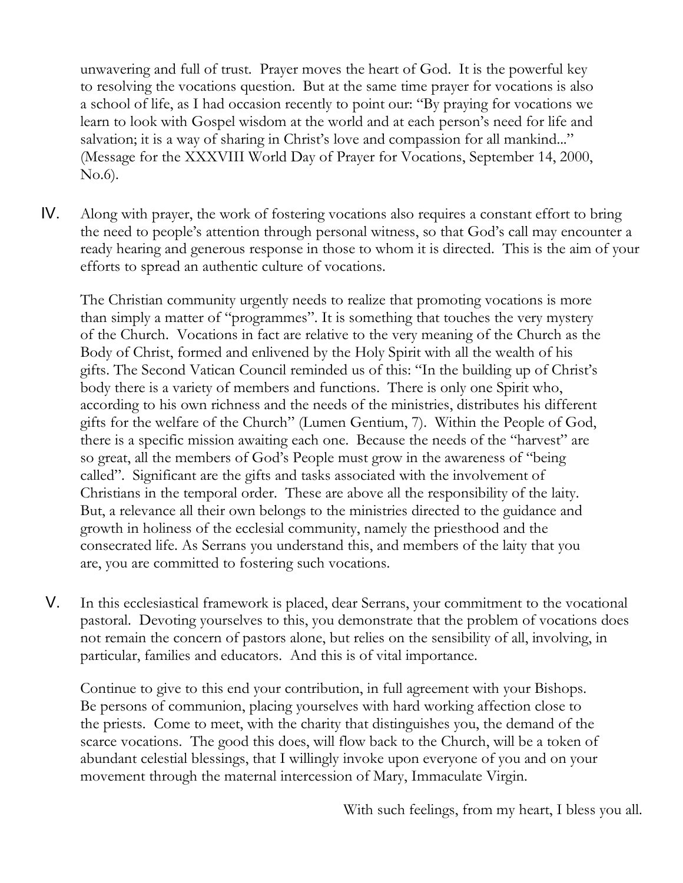unwavering and full of trust. Prayer moves the heart of God. It is the powerful key to resolving the vocations question. But at the same time prayer for vocations is also a school of life, as I had occasion recently to point our: "By praying for vocations we learn to look with Gospel wisdom at the world and at each person's need for life and salvation; it is a way of sharing in Christ's love and compassion for all mankind..." (Message for the XXXVIII World Day of Prayer for Vocations, September 14, 2000, No.6).

IV. Along with prayer, the work of fostering vocations also requires a constant effort to bring the need to people's attention through personal witness, so that God's call may encounter a ready hearing and generous response in those to whom it is directed. This is the aim of your efforts to spread an authentic culture of vocations.

The Christian community urgently needs to realize that promoting vocations is more than simply a matter of "programmes". It is something that touches the very mystery of the Church. Vocations in fact are relative to the very meaning of the Church as the Body of Christ, formed and enlivened by the Holy Spirit with all the wealth of his gifts. The Second Vatican Council reminded us of this: "In the building up of Christ's body there is a variety of members and functions. There is only one Spirit who, according to his own richness and the needs of the ministries, distributes his different gifts for the welfare of the Church" (Lumen Gentium, 7). Within the People of God, there is a specific mission awaiting each one. Because the needs of the "harvest" are so great, all the members of God's People must grow in the awareness of "being called". Significant are the gifts and tasks associated with the involvement of Christians in the temporal order. These are above all the responsibility of the laity. But, a relevance all their own belongs to the ministries directed to the guidance and growth in holiness of the ecclesial community, namely the priesthood and the consecrated life. As Serrans you understand this, and members of the laity that you are, you are committed to fostering such vocations.

V. In this ecclesiastical framework is placed, dear Serrans, your commitment to the vocational pastoral. Devoting yourselves to this, you demonstrate that the problem of vocations does not remain the concern of pastors alone, but relies on the sensibility of all, involving, in particular, families and educators. And this is of vital importance.

Continue to give to this end your contribution, in full agreement with your Bishops. Be persons of communion, placing yourselves with hard working affection close to the priests. Come to meet, with the charity that distinguishes you, the demand of the scarce vocations. The good this does, will flow back to the Church, will be a token of abundant celestial blessings, that I willingly invoke upon everyone of you and on your movement through the maternal intercession of Mary, Immaculate Virgin.

With such feelings, from my heart, I bless you all.